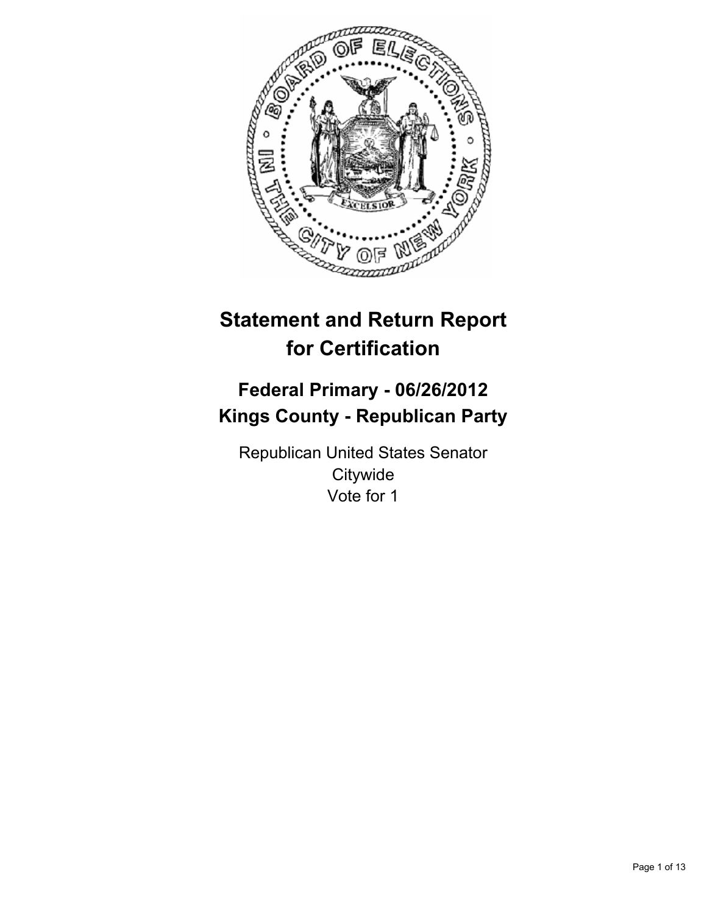# Statement and Return Report for Certification

## Federal Primary - 06/26/2012
## Kings County - Republican Party

Republican United States Senator
Citywide
Vote for 1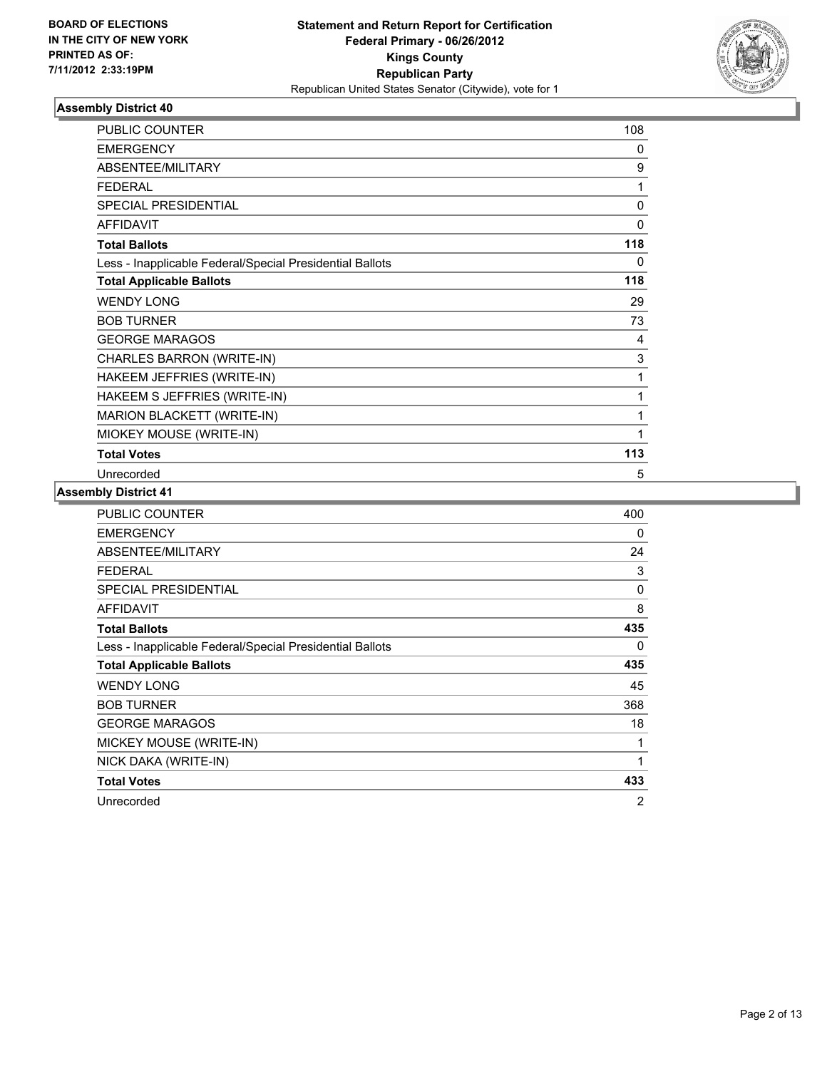BOARD OF ELECTIONS
IN THE CITY OF NEW YORK
PRINTED AS OF:
7/11/2012 2:33:19PM

**Statement and Return Report for Certification**
**Federal Primary - 06/26/2012**
**Kings County**
**Republican Party**
Republican United States Senator (Citywide), vote for 1

### Assembly District 40

| | |
|---|---|
| PUBLIC COUNTER | 108 |
| EMERGENCY | 0 |
| ABSENTEE/MILITARY | 9 |
| FEDERAL | 1 |
| SPECIAL PRESIDENTIAL | 0 |
| AFFIDAVIT | 0 |
| **Total Ballots** | **118** |
| Less - Inapplicable Federal/Special Presidential Ballots | 0 |
| **Total Applicable Ballots** | **118** |
| WENDY LONG | 29 |
| BOB TURNER | 73 |
| GEORGE MARAGOS | 4 |
| CHARLES BARRON (WRITE-IN) | 3 |
| HAKEEM JEFFRIES (WRITE-IN) | 1 |
| HAKEEM S JEFFRIES (WRITE-IN) | 1 |
| MARION BLACKETT (WRITE-IN) | 1 |
| MIOKEY MOUSE (WRITE-IN) | 1 |
| **Total Votes** | **113** |
| Unrecorded | 5 |

### Assembly District 41

| | |
|---|---|
| PUBLIC COUNTER | 400 |
| EMERGENCY | 0 |
| ABSENTEE/MILITARY | 24 |
| FEDERAL | 3 |
| SPECIAL PRESIDENTIAL | 0 |
| AFFIDAVIT | 8 |
| **Total Ballots** | **435** |
| Less - Inapplicable Federal/Special Presidential Ballots | 0 |
| **Total Applicable Ballots** | **435** |
| WENDY LONG | 45 |
| BOB TURNER | 368 |
| GEORGE MARAGOS | 18 |
| MICKEY MOUSE (WRITE-IN) | 1 |
| NICK DAKA (WRITE-IN) | 1 |
| **Total Votes** | **433** |
| Unrecorded | 2 |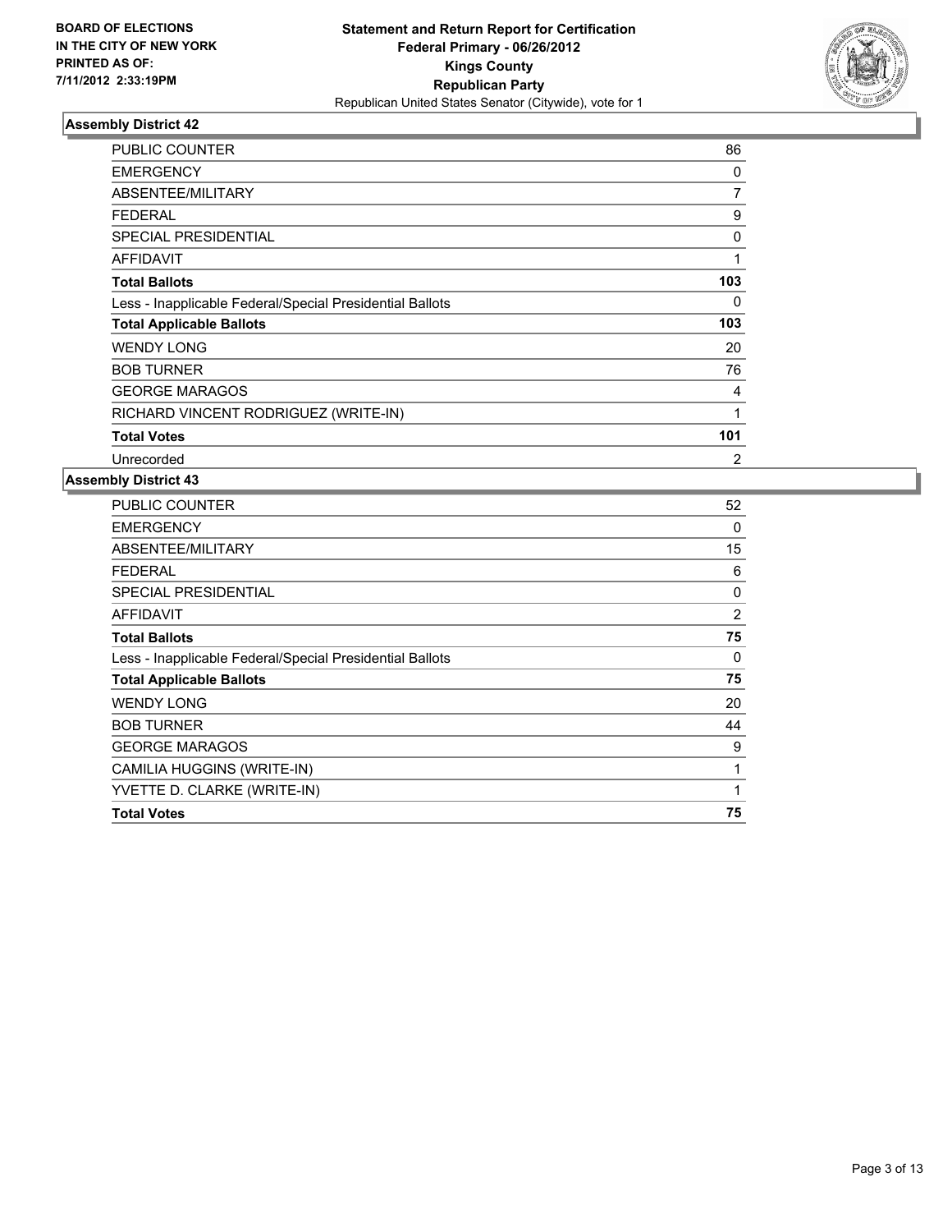BOARD OF ELECTIONS
IN THE CITY OF NEW YORK
PRINTED AS OF:
7/11/2012 2:33:19PM

**Statement and Return Report for Certification**
**Federal Primary - 06/26/2012**
**Kings County**
**Republican Party**
Republican United States Senator (Citywide), vote for 1

### Assembly District 42

| | |
|---|---|
| PUBLIC COUNTER | 86 |
| EMERGENCY | 0 |
| ABSENTEE/MILITARY | 7 |
| FEDERAL | 9 |
| SPECIAL PRESIDENTIAL | 0 |
| AFFIDAVIT | 1 |
| **Total Ballots** | **103** |
| Less - Inapplicable Federal/Special Presidential Ballots | 0 |
| **Total Applicable Ballots** | **103** |
| WENDY LONG | 20 |
| BOB TURNER | 76 |
| GEORGE MARAGOS | 4 |
| RICHARD VINCENT RODRIGUEZ (WRITE-IN) | 1 |
| **Total Votes** | **101** |
| Unrecorded | 2 |

### Assembly District 43

| | |
|---|---|
| PUBLIC COUNTER | 52 |
| EMERGENCY | 0 |
| ABSENTEE/MILITARY | 15 |
| FEDERAL | 6 |
| SPECIAL PRESIDENTIAL | 0 |
| AFFIDAVIT | 2 |
| **Total Ballots** | **75** |
| Less - Inapplicable Federal/Special Presidential Ballots | 0 |
| **Total Applicable Ballots** | **75** |
| WENDY LONG | 20 |
| BOB TURNER | 44 |
| GEORGE MARAGOS | 9 |
| CAMILIA HUGGINS (WRITE-IN) | 1 |
| YVETTE D. CLARKE (WRITE-IN) | 1 |
| **Total Votes** | **75** |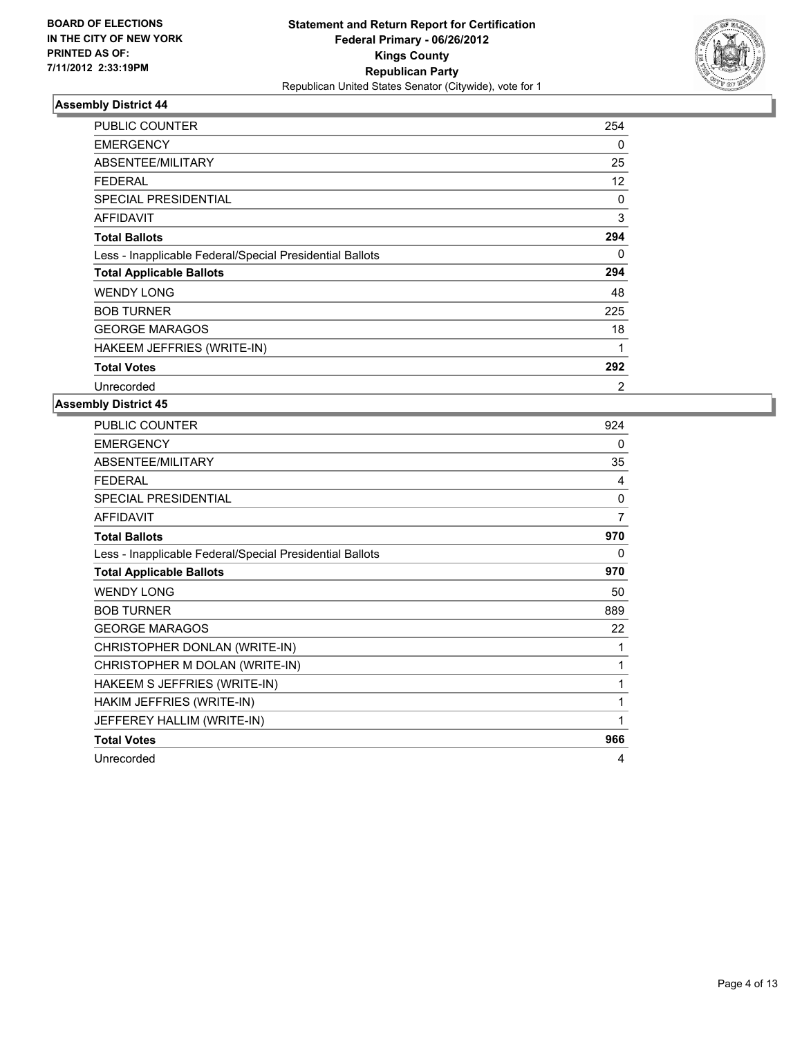BOARD OF ELECTIONS
IN THE CITY OF NEW YORK
PRINTED AS OF:
7/11/2012 2:33:19PM

**Statement and Return Report for Certification**
**Federal Primary - 06/26/2012**
**Kings County**
**Republican Party**
Republican United States Senator (Citywide), vote for 1

## Assembly District 44

| | |
|---|---|
| PUBLIC COUNTER | 254 |
| EMERGENCY | 0 |
| ABSENTEE/MILITARY | 25 |
| FEDERAL | 12 |
| SPECIAL PRESIDENTIAL | 0 |
| AFFIDAVIT | 3 |
| **Total Ballots** | **294** |
| Less - Inapplicable Federal/Special Presidential Ballots | 0 |
| **Total Applicable Ballots** | **294** |
| WENDY LONG | 48 |
| BOB TURNER | 225 |
| GEORGE MARAGOS | 18 |
| HAKEEM JEFFRIES (WRITE-IN) | 1 |
| **Total Votes** | **292** |
| Unrecorded | 2 |

## Assembly District 45

| | |
|---|---|
| PUBLIC COUNTER | 924 |
| EMERGENCY | 0 |
| ABSENTEE/MILITARY | 35 |
| FEDERAL | 4 |
| SPECIAL PRESIDENTIAL | 0 |
| AFFIDAVIT | 7 |
| **Total Ballots** | **970** |
| Less - Inapplicable Federal/Special Presidential Ballots | 0 |
| **Total Applicable Ballots** | **970** |
| WENDY LONG | 50 |
| BOB TURNER | 889 |
| GEORGE MARAGOS | 22 |
| CHRISTOPHER DONLAN (WRITE-IN) | 1 |
| CHRISTOPHER M DOLAN (WRITE-IN) | 1 |
| HAKEEM S JEFFRIES (WRITE-IN) | 1 |
| HAKIM JEFFRIES (WRITE-IN) | 1 |
| JEFFEREY HALLIM (WRITE-IN) | 1 |
| **Total Votes** | **966** |
| Unrecorded | 4 |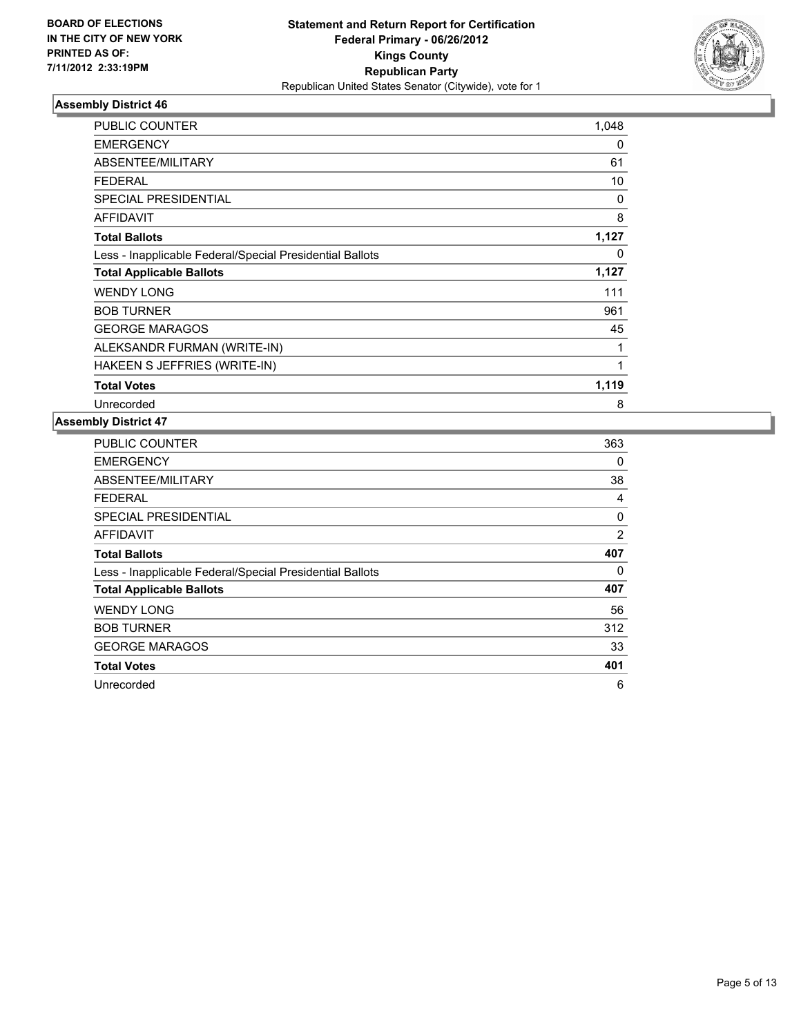**BOARD OF ELECTIONS IN THE CITY OF NEW YORK PRINTED AS OF: 7/11/2012 2:33:19PM**

**Statement and Return Report for Certification**
**Federal Primary - 06/26/2012**
**Kings County**
**Republican Party**
Republican United States Senator (Citywide), vote for 1

### Assembly District 46

| | |
|---|---|
| PUBLIC COUNTER | 1,048 |
| EMERGENCY | 0 |
| ABSENTEE/MILITARY | 61 |
| FEDERAL | 10 |
| SPECIAL PRESIDENTIAL | 0 |
| AFFIDAVIT | 8 |
| **Total Ballots** | **1,127** |
| Less - Inapplicable Federal/Special Presidential Ballots | 0 |
| **Total Applicable Ballots** | **1,127** |
| WENDY LONG | 111 |
| BOB TURNER | 961 |
| GEORGE MARAGOS | 45 |
| ALEKSANDR FURMAN (WRITE-IN) | 1 |
| HAKEEN S JEFFRIES (WRITE-IN) | 1 |
| **Total Votes** | **1,119** |
| Unrecorded | 8 |

### Assembly District 47

| | |
|---|---|
| PUBLIC COUNTER | 363 |
| EMERGENCY | 0 |
| ABSENTEE/MILITARY | 38 |
| FEDERAL | 4 |
| SPECIAL PRESIDENTIAL | 0 |
| AFFIDAVIT | 2 |
| **Total Ballots** | **407** |
| Less - Inapplicable Federal/Special Presidential Ballots | 0 |
| **Total Applicable Ballots** | **407** |
| WENDY LONG | 56 |
| BOB TURNER | 312 |
| GEORGE MARAGOS | 33 |
| **Total Votes** | **401** |
| Unrecorded | 6 |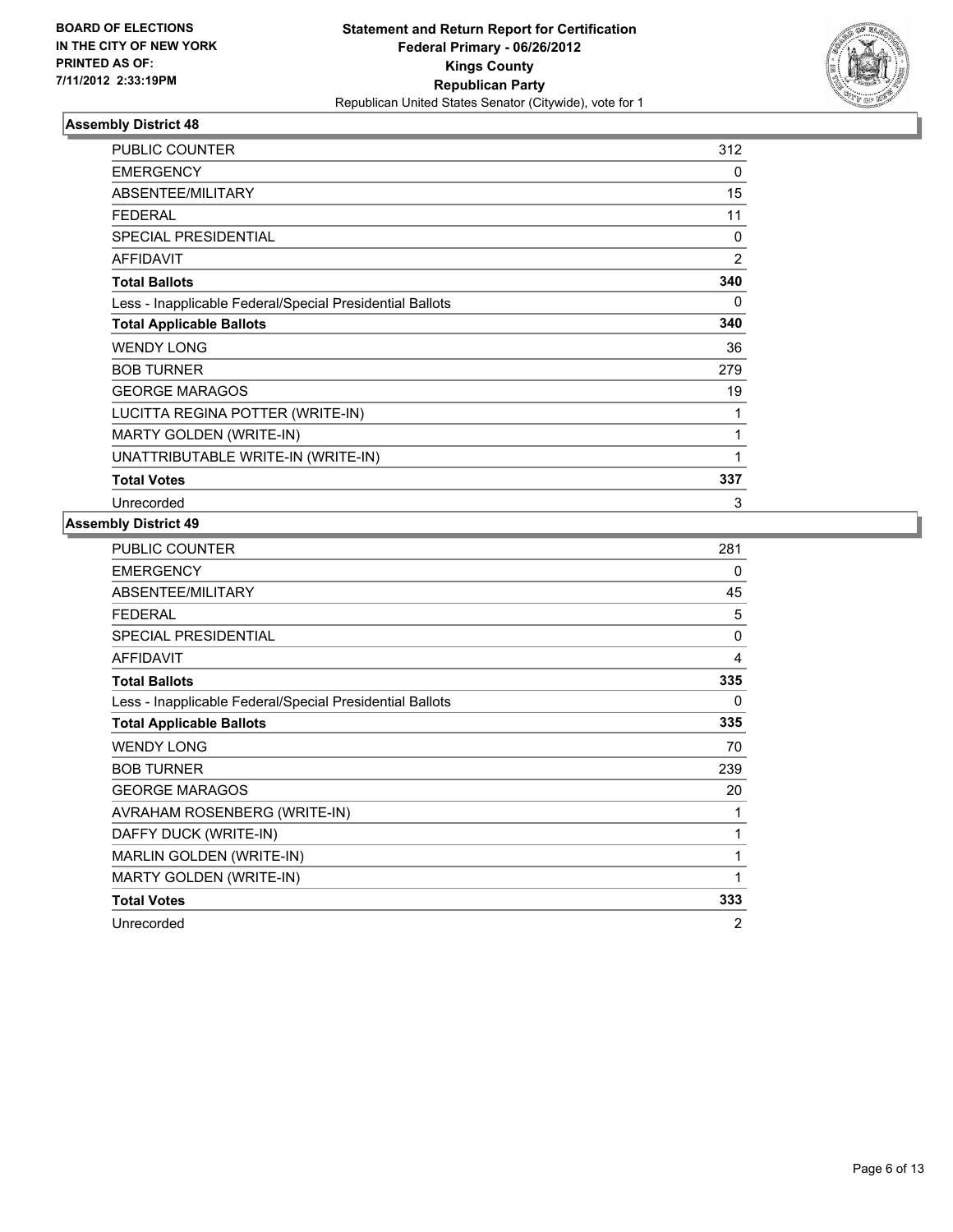BOARD OF ELECTIONS
IN THE CITY OF NEW YORK
PRINTED AS OF:
7/11/2012 2:33:19PM

**Statement and Return Report for Certification**
**Federal Primary - 06/26/2012**
**Kings County**
**Republican Party**
Republican United States Senator (Citywide), vote for 1

## Assembly District 48

| | |
|---|---|
| PUBLIC COUNTER | 312 |
| EMERGENCY | 0 |
| ABSENTEE/MILITARY | 15 |
| FEDERAL | 11 |
| SPECIAL PRESIDENTIAL | 0 |
| AFFIDAVIT | 2 |
| **Total Ballots** | **340** |
| Less - Inapplicable Federal/Special Presidential Ballots | 0 |
| **Total Applicable Ballots** | **340** |
| WENDY LONG | 36 |
| BOB TURNER | 279 |
| GEORGE MARAGOS | 19 |
| LUCITTA REGINA POTTER (WRITE-IN) | 1 |
| MARTY GOLDEN (WRITE-IN) | 1 |
| UNATTRIBUTABLE WRITE-IN (WRITE-IN) | 1 |
| **Total Votes** | **337** |
| Unrecorded | 3 |

## Assembly District 49

| | |
|---|---|
| PUBLIC COUNTER | 281 |
| EMERGENCY | 0 |
| ABSENTEE/MILITARY | 45 |
| FEDERAL | 5 |
| SPECIAL PRESIDENTIAL | 0 |
| AFFIDAVIT | 4 |
| **Total Ballots** | **335** |
| Less - Inapplicable Federal/Special Presidential Ballots | 0 |
| **Total Applicable Ballots** | **335** |
| WENDY LONG | 70 |
| BOB TURNER | 239 |
| GEORGE MARAGOS | 20 |
| AVRAHAM ROSENBERG (WRITE-IN) | 1 |
| DAFFY DUCK (WRITE-IN) | 1 |
| MARLIN GOLDEN (WRITE-IN) | 1 |
| MARTY GOLDEN (WRITE-IN) | 1 |
| **Total Votes** | **333** |
| Unrecorded | 2 |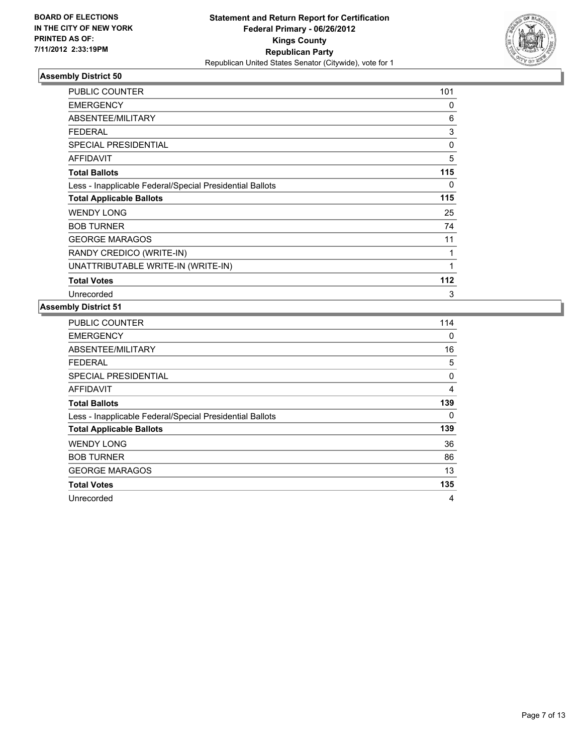**BOARD OF ELECTIONS IN THE CITY OF NEW YORK PRINTED AS OF: 7/11/2012 2:33:19PM**

**Statement and Return Report for Certification Federal Primary - 06/26/2012 Kings County Republican Party**
Republican United States Senator (Citywide), vote for 1

### Assembly District 50

| | |
|---|---|
| PUBLIC COUNTER | 101 |
| EMERGENCY | 0 |
| ABSENTEE/MILITARY | 6 |
| FEDERAL | 3 |
| SPECIAL PRESIDENTIAL | 0 |
| AFFIDAVIT | 5 |
| **Total Ballots** | **115** |
| Less - Inapplicable Federal/Special Presidential Ballots | 0 |
| **Total Applicable Ballots** | **115** |
| WENDY LONG | 25 |
| BOB TURNER | 74 |
| GEORGE MARAGOS | 11 |
| RANDY CREDICO (WRITE-IN) | 1 |
| UNATTRIBUTABLE WRITE-IN (WRITE-IN) | 1 |
| **Total Votes** | **112** |
| Unrecorded | 3 |

### Assembly District 51

| | |
|---|---|
| PUBLIC COUNTER | 114 |
| EMERGENCY | 0 |
| ABSENTEE/MILITARY | 16 |
| FEDERAL | 5 |
| SPECIAL PRESIDENTIAL | 0 |
| AFFIDAVIT | 4 |
| **Total Ballots** | **139** |
| Less - Inapplicable Federal/Special Presidential Ballots | 0 |
| **Total Applicable Ballots** | **139** |
| WENDY LONG | 36 |
| BOB TURNER | 86 |
| GEORGE MARAGOS | 13 |
| **Total Votes** | **135** |
| Unrecorded | 4 |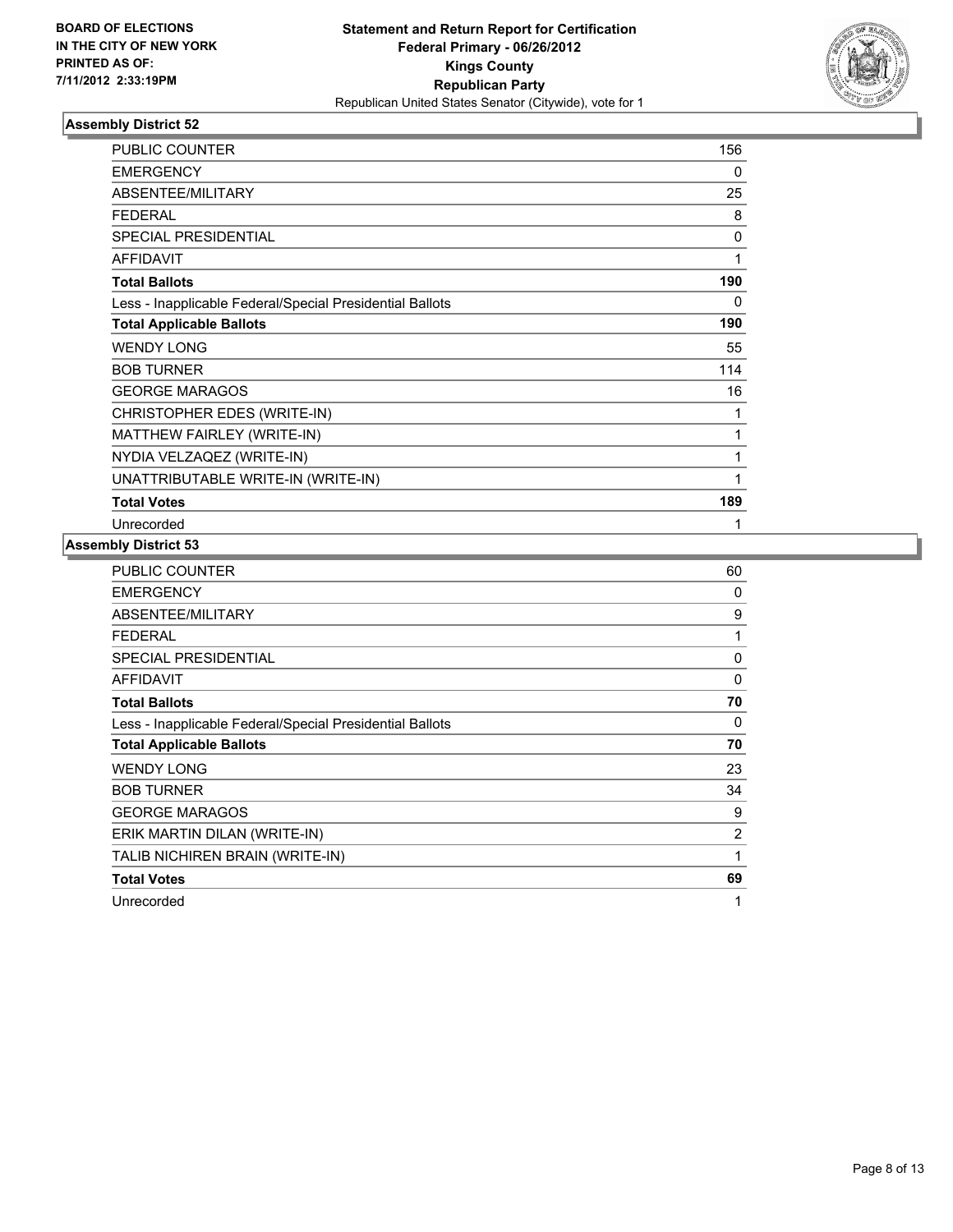BOARD OF ELECTIONS
IN THE CITY OF NEW YORK
PRINTED AS OF:
7/11/2012 2:33:19PM

**Statement and Return Report for Certification**
**Federal Primary - 06/26/2012**
**Kings County**
**Republican Party**
Republican United States Senator (Citywide), vote for 1

### Assembly District 52

| | |
|---|---|
| PUBLIC COUNTER | 156 |
| EMERGENCY | 0 |
| ABSENTEE/MILITARY | 25 |
| FEDERAL | 8 |
| SPECIAL PRESIDENTIAL | 0 |
| AFFIDAVIT | 1 |
| **Total Ballots** | **190** |
| Less - Inapplicable Federal/Special Presidential Ballots | 0 |
| **Total Applicable Ballots** | **190** |
| WENDY LONG | 55 |
| BOB TURNER | 114 |
| GEORGE MARAGOS | 16 |
| CHRISTOPHER EDES (WRITE-IN) | 1 |
| MATTHEW FAIRLEY (WRITE-IN) | 1 |
| NYDIA VELZAQEZ (WRITE-IN) | 1 |
| UNATTRIBUTABLE WRITE-IN (WRITE-IN) | 1 |
| **Total Votes** | **189** |
| Unrecorded | 1 |

### Assembly District 53

| | |
|---|---|
| PUBLIC COUNTER | 60 |
| EMERGENCY | 0 |
| ABSENTEE/MILITARY | 9 |
| FEDERAL | 1 |
| SPECIAL PRESIDENTIAL | 0 |
| AFFIDAVIT | 0 |
| **Total Ballots** | **70** |
| Less - Inapplicable Federal/Special Presidential Ballots | 0 |
| **Total Applicable Ballots** | **70** |
| WENDY LONG | 23 |
| BOB TURNER | 34 |
| GEORGE MARAGOS | 9 |
| ERIK MARTIN DILAN (WRITE-IN) | 2 |
| TALIB NICHIREN BRAIN (WRITE-IN) | 1 |
| **Total Votes** | **69** |
| Unrecorded | 1 |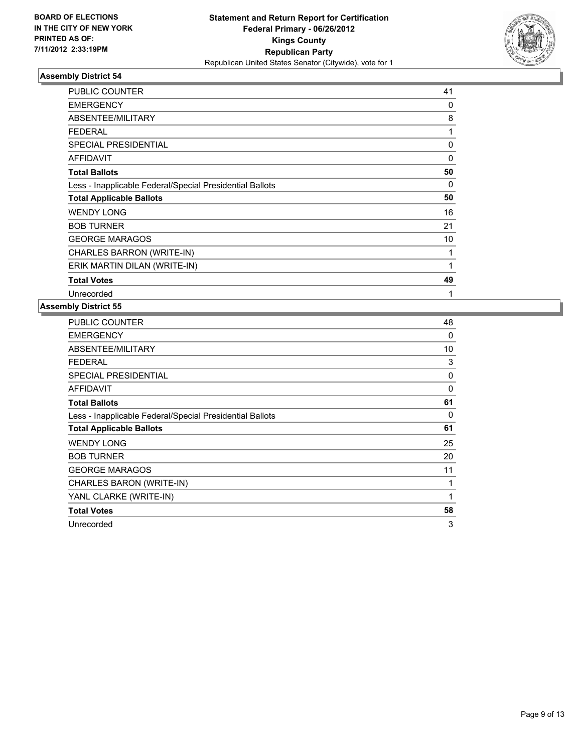**BOARD OF ELECTIONS IN THE CITY OF NEW YORK PRINTED AS OF: 7/11/2012 2:33:19PM**

**Statement and Return Report for Certification**
**Federal Primary - 06/26/2012**
**Kings County**
**Republican Party**
Republican United States Senator (Citywide), vote for 1

### Assembly District 54

| | |
|---|---|
| PUBLIC COUNTER | 41 |
| EMERGENCY | 0 |
| ABSENTEE/MILITARY | 8 |
| FEDERAL | 1 |
| SPECIAL PRESIDENTIAL | 0 |
| AFFIDAVIT | 0 |
| **Total Ballots** | **50** |
| Less - Inapplicable Federal/Special Presidential Ballots | 0 |
| **Total Applicable Ballots** | **50** |
| WENDY LONG | 16 |
| BOB TURNER | 21 |
| GEORGE MARAGOS | 10 |
| CHARLES BARRON (WRITE-IN) | 1 |
| ERIK MARTIN DILAN (WRITE-IN) | 1 |
| **Total Votes** | **49** |
| Unrecorded | 1 |

### Assembly District 55

| | |
|---|---|
| PUBLIC COUNTER | 48 |
| EMERGENCY | 0 |
| ABSENTEE/MILITARY | 10 |
| FEDERAL | 3 |
| SPECIAL PRESIDENTIAL | 0 |
| AFFIDAVIT | 0 |
| **Total Ballots** | **61** |
| Less - Inapplicable Federal/Special Presidential Ballots | 0 |
| **Total Applicable Ballots** | **61** |
| WENDY LONG | 25 |
| BOB TURNER | 20 |
| GEORGE MARAGOS | 11 |
| CHARLES BARON (WRITE-IN) | 1 |
| YANL CLARKE (WRITE-IN) | 1 |
| **Total Votes** | **58** |
| Unrecorded | 3 |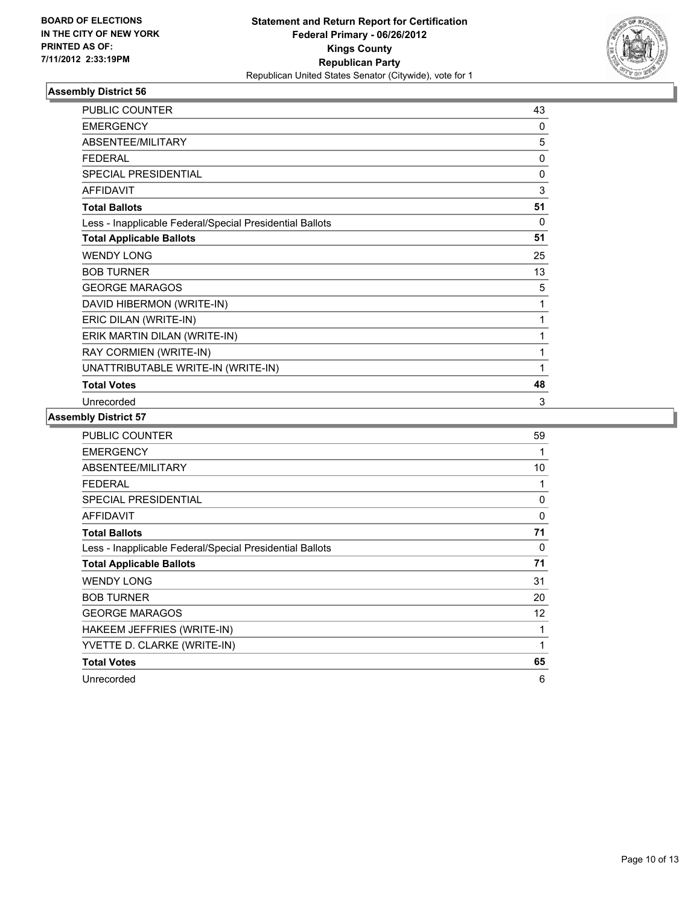**BOARD OF ELECTIONS IN THE CITY OF NEW YORK PRINTED AS OF: 7/11/2012 2:33:19PM**

**Statement and Return Report for Certification**
**Federal Primary - 06/26/2012**
**Kings County**
**Republican Party**
Republican United States Senator (Citywide), vote for 1

### Assembly District 56

| | |
|---|---|
| PUBLIC COUNTER | 43 |
| EMERGENCY | 0 |
| ABSENTEE/MILITARY | 5 |
| FEDERAL | 0 |
| SPECIAL PRESIDENTIAL | 0 |
| AFFIDAVIT | 3 |
| **Total Ballots** | **51** |
| Less - Inapplicable Federal/Special Presidential Ballots | 0 |
| **Total Applicable Ballots** | **51** |
| WENDY LONG | 25 |
| BOB TURNER | 13 |
| GEORGE MARAGOS | 5 |
| DAVID HIBERMON (WRITE-IN) | 1 |
| ERIC DILAN (WRITE-IN) | 1 |
| ERIK MARTIN DILAN (WRITE-IN) | 1 |
| RAY CORMIEN (WRITE-IN) | 1 |
| UNATTRIBUTABLE WRITE-IN (WRITE-IN) | 1 |
| **Total Votes** | **48** |
| Unrecorded | 3 |

### Assembly District 57

| | |
|---|---|
| PUBLIC COUNTER | 59 |
| EMERGENCY | 1 |
| ABSENTEE/MILITARY | 10 |
| FEDERAL | 1 |
| SPECIAL PRESIDENTIAL | 0 |
| AFFIDAVIT | 0 |
| **Total Ballots** | **71** |
| Less - Inapplicable Federal/Special Presidential Ballots | 0 |
| **Total Applicable Ballots** | **71** |
| WENDY LONG | 31 |
| BOB TURNER | 20 |
| GEORGE MARAGOS | 12 |
| HAKEEM JEFFRIES (WRITE-IN) | 1 |
| YVETTE D. CLARKE (WRITE-IN) | 1 |
| **Total Votes** | **65** |
| Unrecorded | 6 |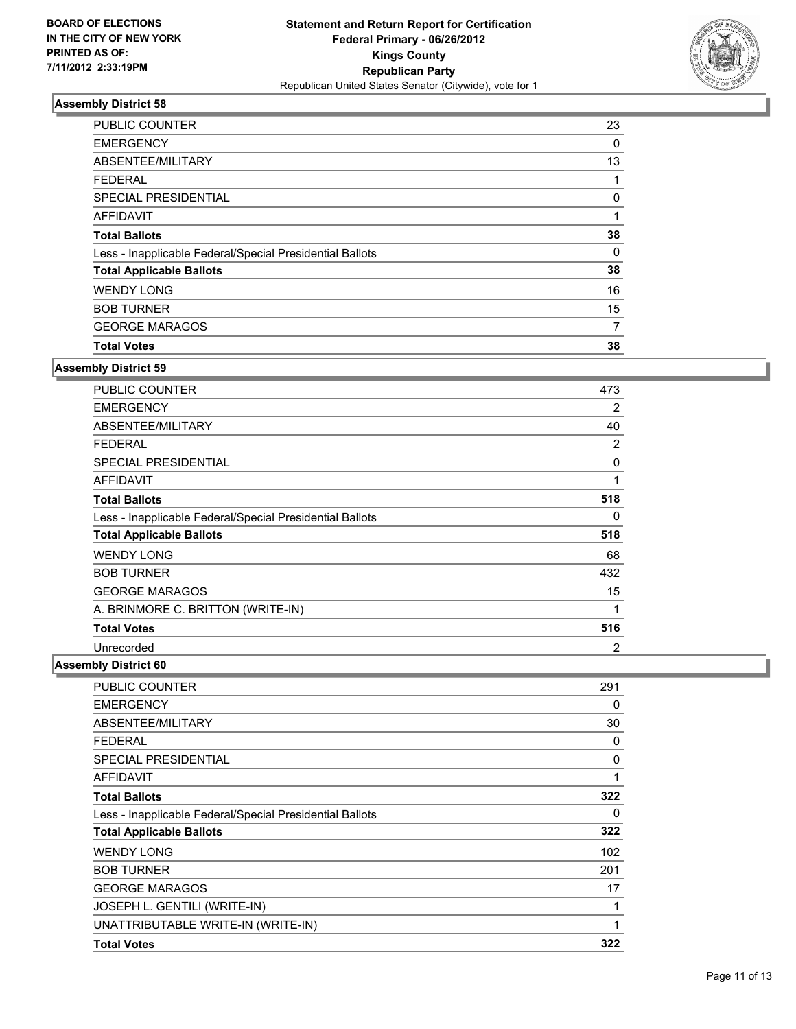BOARD OF ELECTIONS
IN THE CITY OF NEW YORK
PRINTED AS OF:
7/11/2012 2:33:19PM

**Statement and Return Report for Certification**
**Federal Primary - 06/26/2012**
**Kings County**
**Republican Party**
Republican United States Senator (Citywide), vote for 1

### Assembly District 58

| | |
|---|---|
| PUBLIC COUNTER | 23 |
| EMERGENCY | 0 |
| ABSENTEE/MILITARY | 13 |
| FEDERAL | 1 |
| SPECIAL PRESIDENTIAL | 0 |
| AFFIDAVIT | 1 |
| **Total Ballots** | **38** |
| Less - Inapplicable Federal/Special Presidential Ballots | 0 |
| **Total Applicable Ballots** | **38** |
| WENDY LONG | 16 |
| BOB TURNER | 15 |
| GEORGE MARAGOS | 7 |
| **Total Votes** | **38** |

### Assembly District 59

| | |
|---|---|
| PUBLIC COUNTER | 473 |
| EMERGENCY | 2 |
| ABSENTEE/MILITARY | 40 |
| FEDERAL | 2 |
| SPECIAL PRESIDENTIAL | 0 |
| AFFIDAVIT | 1 |
| **Total Ballots** | **518** |
| Less - Inapplicable Federal/Special Presidential Ballots | 0 |
| **Total Applicable Ballots** | **518** |
| WENDY LONG | 68 |
| BOB TURNER | 432 |
| GEORGE MARAGOS | 15 |
| A. BRINMORE C. BRITTON (WRITE-IN) | 1 |
| **Total Votes** | **516** |
| Unrecorded | 2 |

### Assembly District 60

| | |
|---|---|
| PUBLIC COUNTER | 291 |
| EMERGENCY | 0 |
| ABSENTEE/MILITARY | 30 |
| FEDERAL | 0 |
| SPECIAL PRESIDENTIAL | 0 |
| AFFIDAVIT | 1 |
| **Total Ballots** | **322** |
| Less - Inapplicable Federal/Special Presidential Ballots | 0 |
| **Total Applicable Ballots** | **322** |
| WENDY LONG | 102 |
| BOB TURNER | 201 |
| GEORGE MARAGOS | 17 |
| JOSEPH L. GENTILI (WRITE-IN) | 1 |
| UNATTRIBUTABLE WRITE-IN (WRITE-IN) | 1 |
| **Total Votes** | **322** |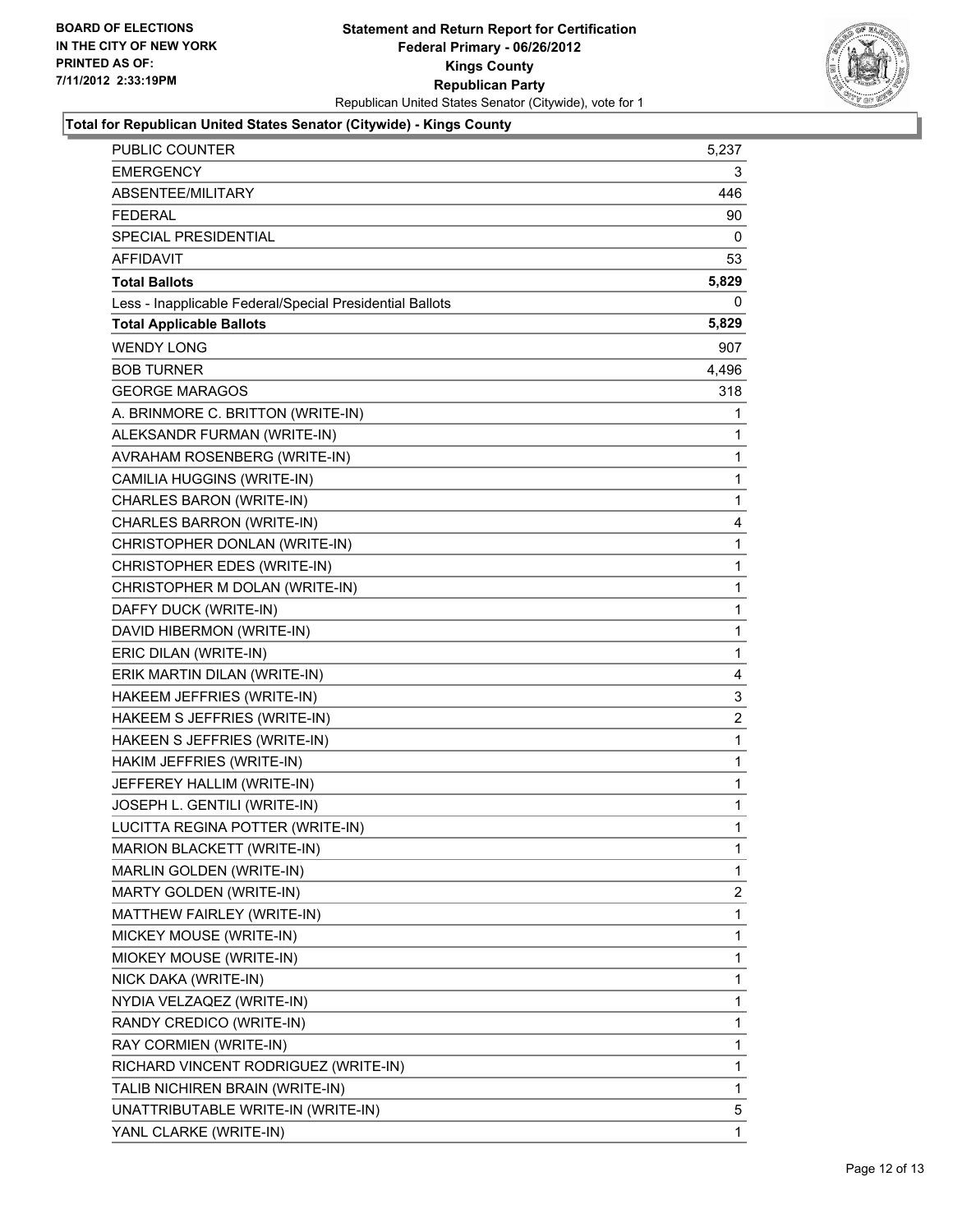BOARD OF ELECTIONS
IN THE CITY OF NEW YORK
PRINTED AS OF:
7/11/2012 2:33:19PM

**Statement and Return Report for Certification**
**Federal Primary - 06/26/2012**
**Kings County**
**Republican Party**
Republican United States Senator (Citywide), vote for 1

**Total for Republican United States Senator (Citywide) - Kings County**

| | |
|---|---|
| PUBLIC COUNTER | 5,237 |
| EMERGENCY | 3 |
| ABSENTEE/MILITARY | 446 |
| FEDERAL | 90 |
| SPECIAL PRESIDENTIAL | 0 |
| AFFIDAVIT | 53 |
| **Total Ballots** | **5,829** |
| Less - Inapplicable Federal/Special Presidential Ballots | 0 |
| **Total Applicable Ballots** | **5,829** |
| WENDY LONG | 907 |
| BOB TURNER | 4,496 |
| GEORGE MARAGOS | 318 |
| A. BRINMORE C. BRITTON (WRITE-IN) | 1 |
| ALEKSANDR FURMAN (WRITE-IN) | 1 |
| AVRAHAM ROSENBERG (WRITE-IN) | 1 |
| CAMILIA HUGGINS (WRITE-IN) | 1 |
| CHARLES BARON (WRITE-IN) | 1 |
| CHARLES BARRON (WRITE-IN) | 4 |
| CHRISTOPHER DONLAN (WRITE-IN) | 1 |
| CHRISTOPHER EDES (WRITE-IN) | 1 |
| CHRISTOPHER M DOLAN (WRITE-IN) | 1 |
| DAFFY DUCK (WRITE-IN) | 1 |
| DAVID HIBERMON (WRITE-IN) | 1 |
| ERIC DILAN (WRITE-IN) | 1 |
| ERIK MARTIN DILAN (WRITE-IN) | 4 |
| HAKEEM JEFFRIES (WRITE-IN) | 3 |
| HAKEEM S JEFFRIES (WRITE-IN) | 2 |
| HAKEEN S JEFFRIES (WRITE-IN) | 1 |
| HAKIM JEFFRIES (WRITE-IN) | 1 |
| JEFFEREY HALLIM (WRITE-IN) | 1 |
| JOSEPH L. GENTILI (WRITE-IN) | 1 |
| LUCITTA REGINA POTTER (WRITE-IN) | 1 |
| MARION BLACKETT (WRITE-IN) | 1 |
| MARLIN GOLDEN (WRITE-IN) | 1 |
| MARTY GOLDEN (WRITE-IN) | 2 |
| MATTHEW FAIRLEY (WRITE-IN) | 1 |
| MICKEY MOUSE (WRITE-IN) | 1 |
| MIOKEY MOUSE (WRITE-IN) | 1 |
| NICK DAKA (WRITE-IN) | 1 |
| NYDIA VELZAQEZ (WRITE-IN) | 1 |
| RANDY CREDICO (WRITE-IN) | 1 |
| RAY CORMIEN (WRITE-IN) | 1 |
| RICHARD VINCENT RODRIGUEZ (WRITE-IN) | 1 |
| TALIB NICHIREN BRAIN (WRITE-IN) | 1 |
| UNATTRIBUTABLE WRITE-IN (WRITE-IN) | 5 |
| YANL CLARKE (WRITE-IN) | 1 |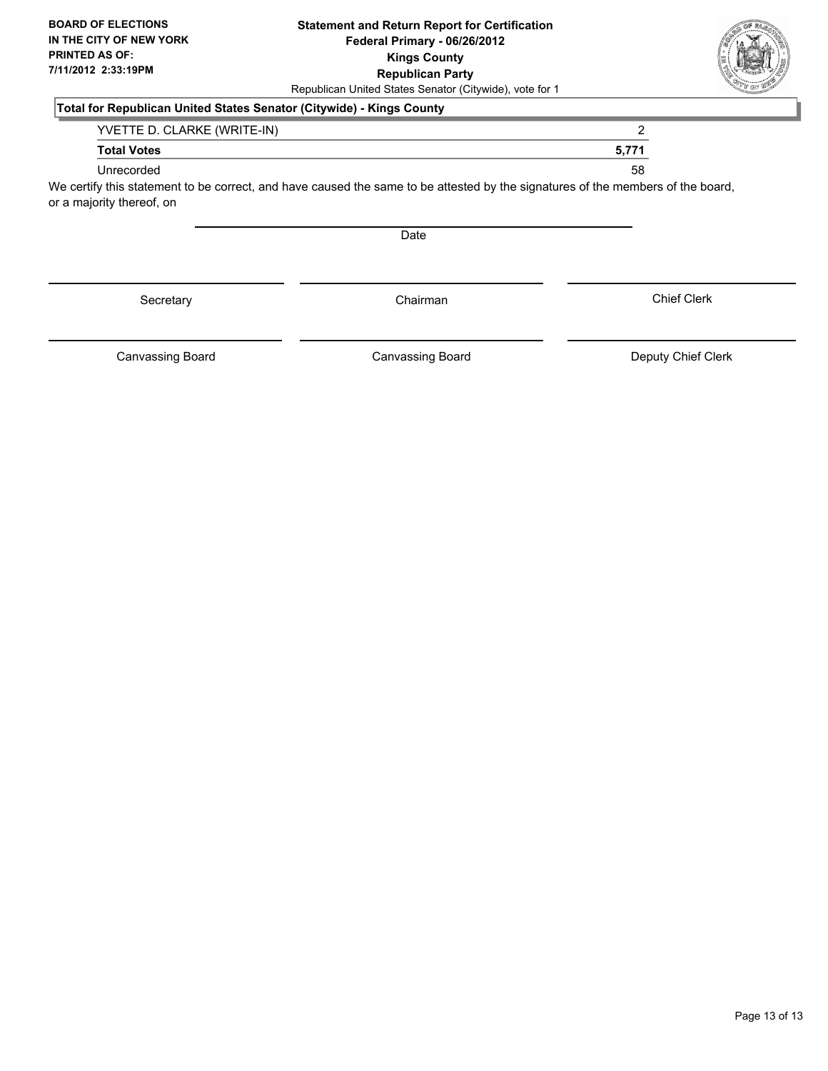**BOARD OF ELECTIONS IN THE CITY OF NEW YORK PRINTED AS OF: 7/11/2012 2:33:19PM**

**Statement and Return Report for Certification**
**Federal Primary - 06/26/2012**
**Kings County**
**Republican Party**
Republican United States Senator (Citywide), vote for 1

**Total for Republican United States Senator (Citywide) - Kings County**

| | |
|---|---|
| YVETTE D. CLARKE (WRITE-IN) | 2 |
| **Total Votes** | **5,771** |
| Unrecorded | 58 |

We certify this statement to be correct, and have caused the same to be attested by the signatures of the members of the board, or a majority thereof, on

Date

Secretary　　Chairman　　Chief Clerk

Canvassing Board　　Canvassing Board　　Deputy Chief Clerk